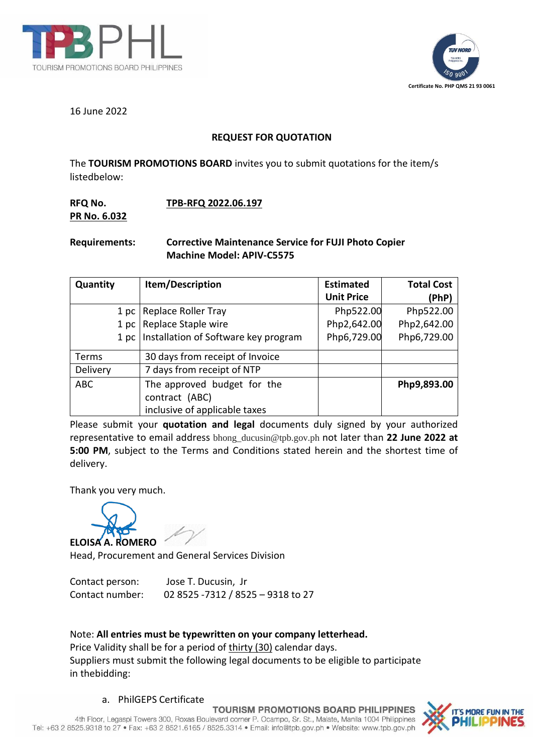16 June 2022

**REQUEST FOR QUOTATION**

The **TOURISM PROMOTIONS BOARD** invites you to submit quotations for the item/s listedbelow:

**RFQ No.** **TPB-RFQ 2022.06.197**
**PR No. 6.032**

**Requirements:** **Corrective Maintenance Service for FUJI Photo Copier Machine Model: APIV-C5575**

| Quantity | Item/Description | Estimated Unit Price | Total Cost (PhP) |
|---|---|---|---|
| 1 pc | Replace Roller Tray | Php522.00 | Php522.00 |
| 1 pc | Replace Staple wire | Php2,642.00 | Php2,642.00 |
| 1 pc | Installation of Software key program | Php6,729.00 | Php6,729.00 |
| Terms | 30 days from receipt of Invoice | | |
| Delivery | 7 days from receipt of NTP | | |
| ABC | The approved budget for the contract (ABC) inclusive of applicable taxes | | **Php9,893.00** |

Please submit your **quotation and legal** documents duly signed by your authorized representative to email address bhong_ducusin@tpb.gov.ph not later than **22 June 2022 at 5:00 PM**, subject to the Terms and Conditions stated herein and the shortest time of delivery.

Thank you very much.

**ELOISA A. ROMERO**
Head, Procurement and General Services Division

Contact person: Jose T. Ducusin, Jr
Contact number: 02 8525 -7312 / 8525 – 9318 to 27

Note: **All entries must be typewritten on your company letterhead.**
Price Validity shall be for a period of thirty (30) calendar days.
Suppliers must submit the following legal documents to be eligible to participate in thebidding:

a. PhilGEPS Certificate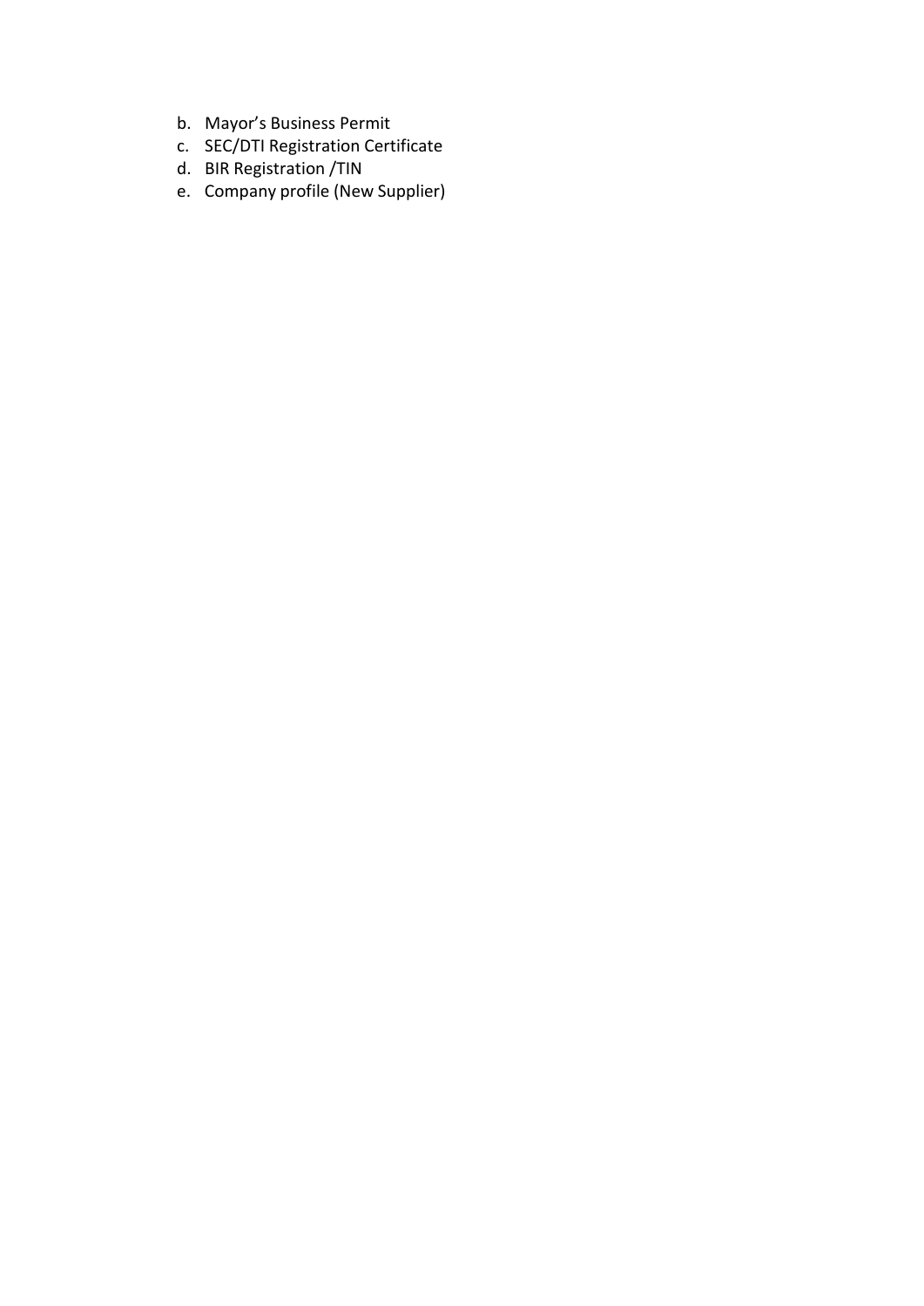b. Mayor's Business Permit
c. SEC/DTI Registration Certificate
d. BIR Registration /TIN
e. Company profile (New Supplier)